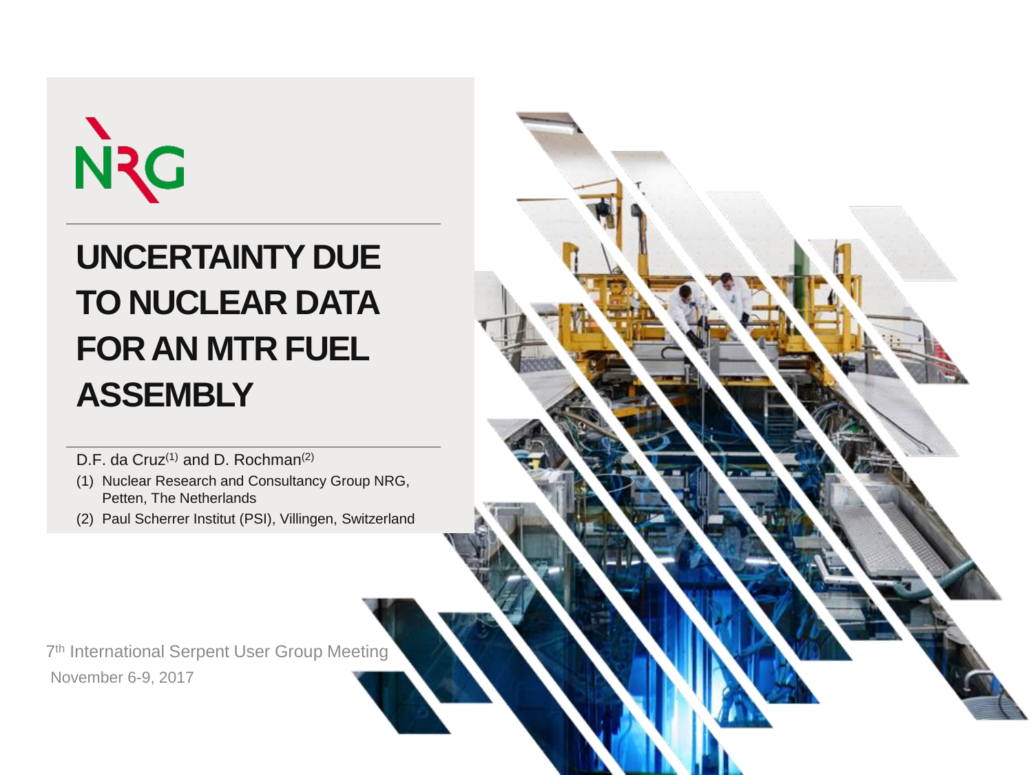NRG

# UNCERTAINTY DUE TO NUCLEAR DATA FOR AN MTR FUEL ASSEMBLY

D.F. da Cruz[(1)] and D. Rochman[(2)]

(1) Nuclear Research and Consultancy Group NRG, Petten, The Netherlands

(2) Paul Scherrer Institut (PSI), Villingen, Switzerland

7th International Serpent User Group Meeting

November 6-9, 2017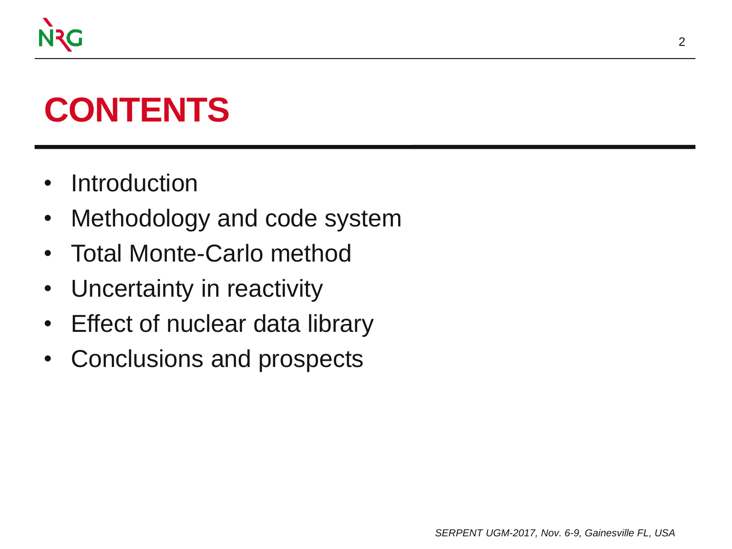# CONTENTS

- Introduction
- Methodology and code system
- Total Monte-Carlo method
- Uncertainty in reactivity
- Effect of nuclear data library
- Conclusions and prospects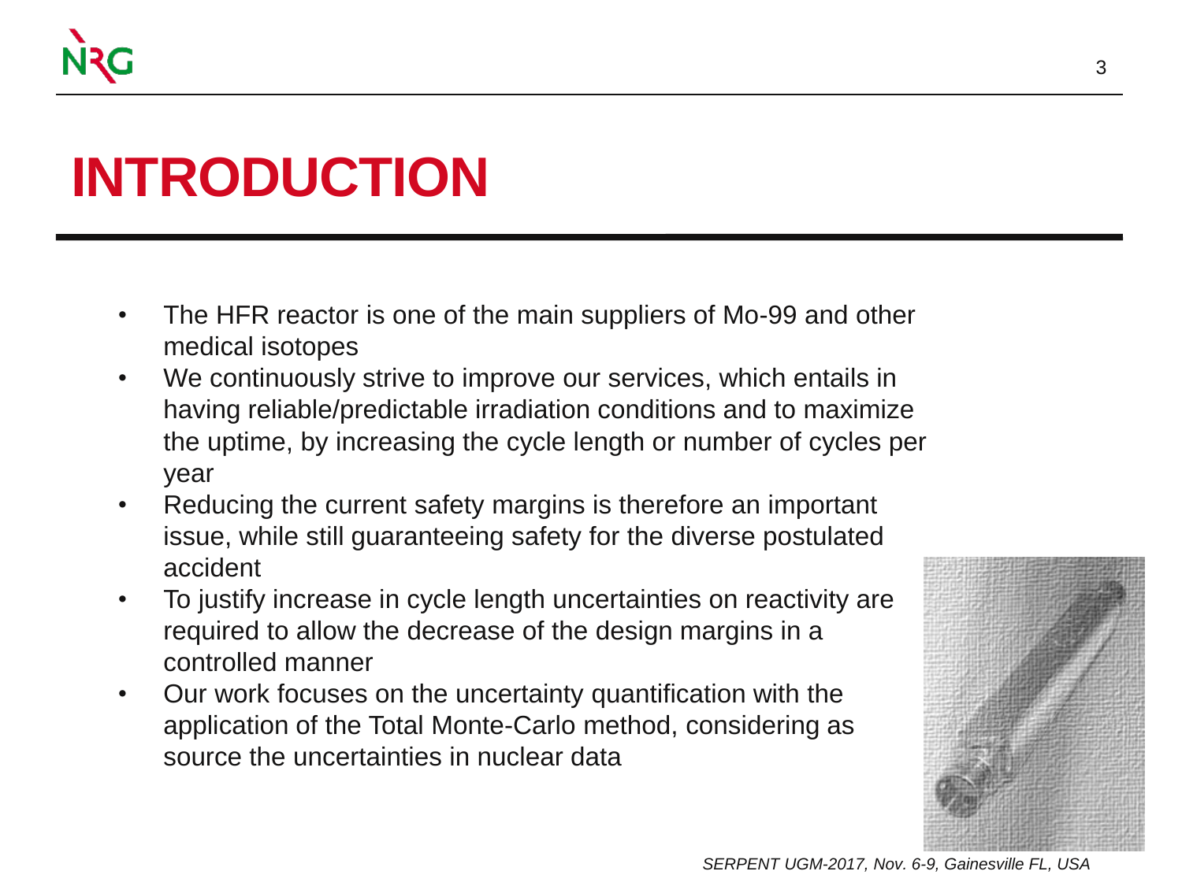# INTRODUCTION

- The HFR reactor is one of the main suppliers of Mo-99 and other medical isotopes
- We continuously strive to improve our services, which entails in having reliable/predictable irradiation conditions and to maximize the uptime, by increasing the cycle length or number of cycles per year
- Reducing the current safety margins is therefore an important issue, while still guaranteeing safety for the diverse postulated accident
- To justify increase in cycle length uncertainties on reactivity are required to allow the decrease of the design margins in a controlled manner
- Our work focuses on the uncertainty quantification with the application of the Total Monte-Carlo method, considering as source the uncertainties in nuclear data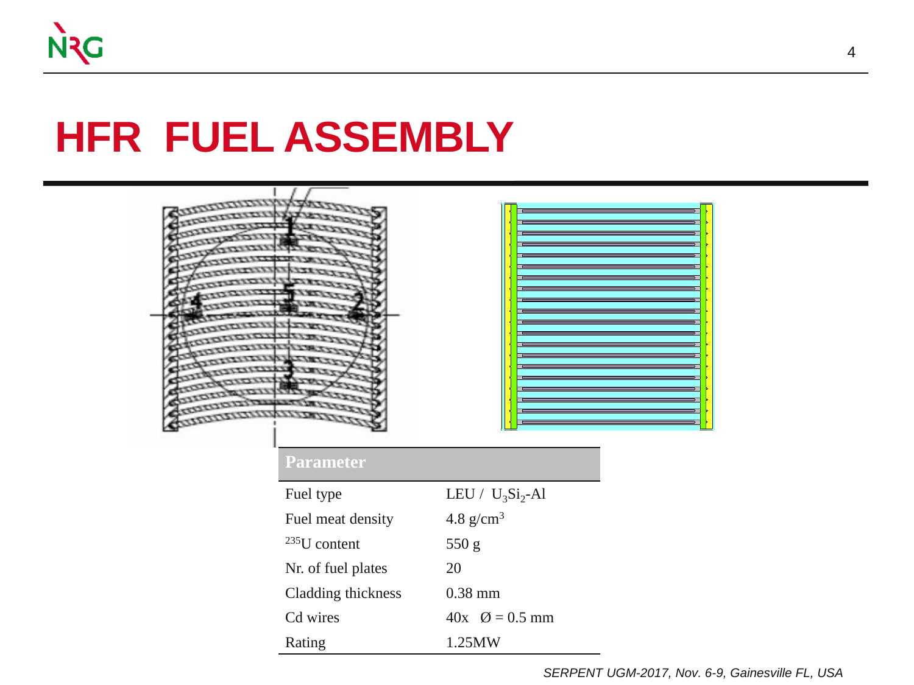# HFR FUEL ASSEMBLY

| Parameter | |
|---|---|
| Fuel type | LEU / $U_3Si_2$-Al |
| Fuel meat density | 4.8 g/cm$^3$ |
| $^{235}$U content | 550 g |
| Nr. of fuel plates | 20 |
| Cladding thickness | 0.38 mm |
| Cd wires | 40x Ø = 0.5 mm |
| Rating | 1.25MW |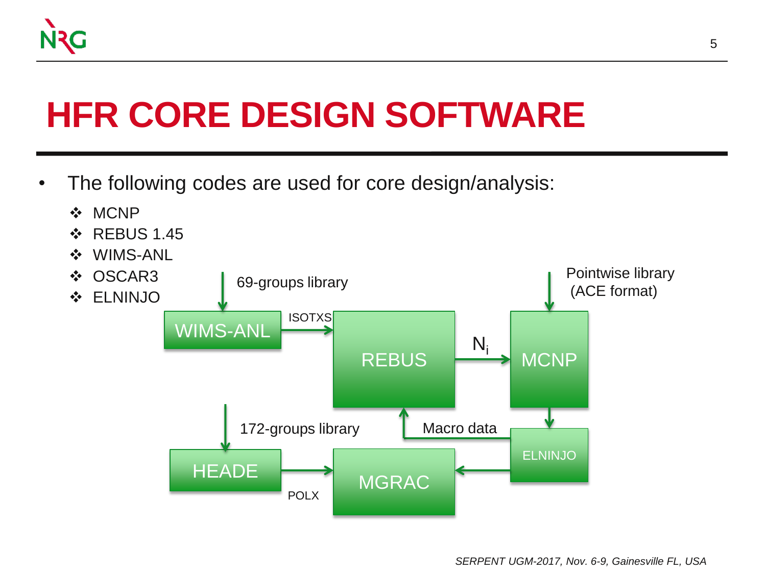# HFR CORE DESIGN SOFTWARE

- The following codes are used for core design/analysis:
  - MCNP
  - REBUS 1.45
  - WIMS-ANL
  - OSCAR3
  - ELNINJO

69-groups library → WIMS-ANL → ISOTXS → REBUS → $N_i$ → MCNP

Pointwise library (ACE format) → MCNP → ELNINJO

172-groups library → HEADE → POLX → MGRAC

ELNINJO → MGRAC

Macro data → REBUS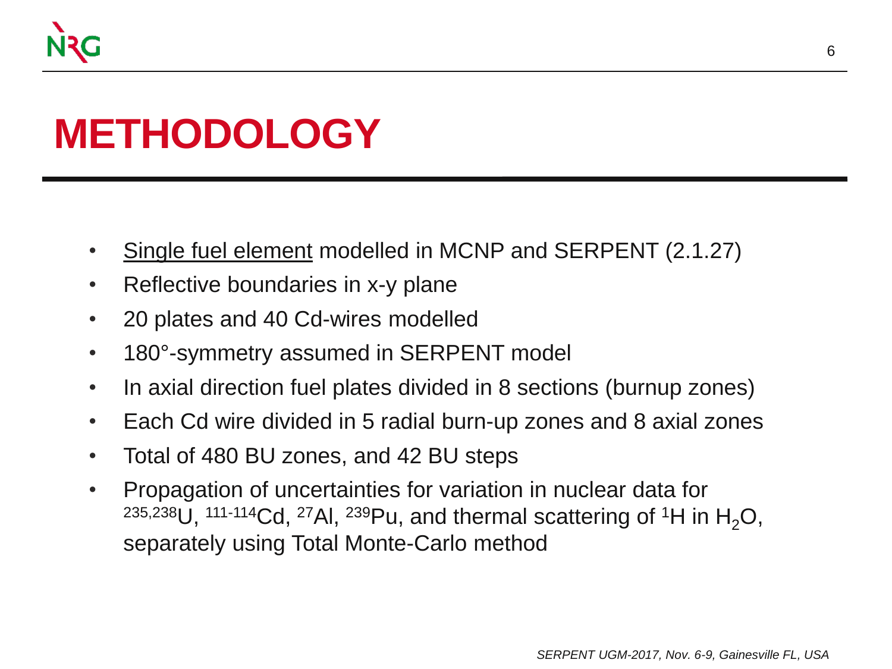# METHODOLOGY

- Single fuel element modelled in MCNP and SERPENT (2.1.27)
- Reflective boundaries in x-y plane
- 20 plates and 40 Cd-wires modelled
- 180°-symmetry assumed in SERPENT model
- In axial direction fuel plates divided in 8 sections (burnup zones)
- Each Cd wire divided in 5 radial burn-up zones and 8 axial zones
- Total of 480 BU zones, and 42 BU steps
- Propagation of uncertainties for variation in nuclear data for $^{235,238}U$, $^{111\text{-}114}Cd$, $^{27}Al$, $^{239}Pu$, and thermal scattering of $^{1}H$ in $H_2O$, separately using Total Monte-Carlo method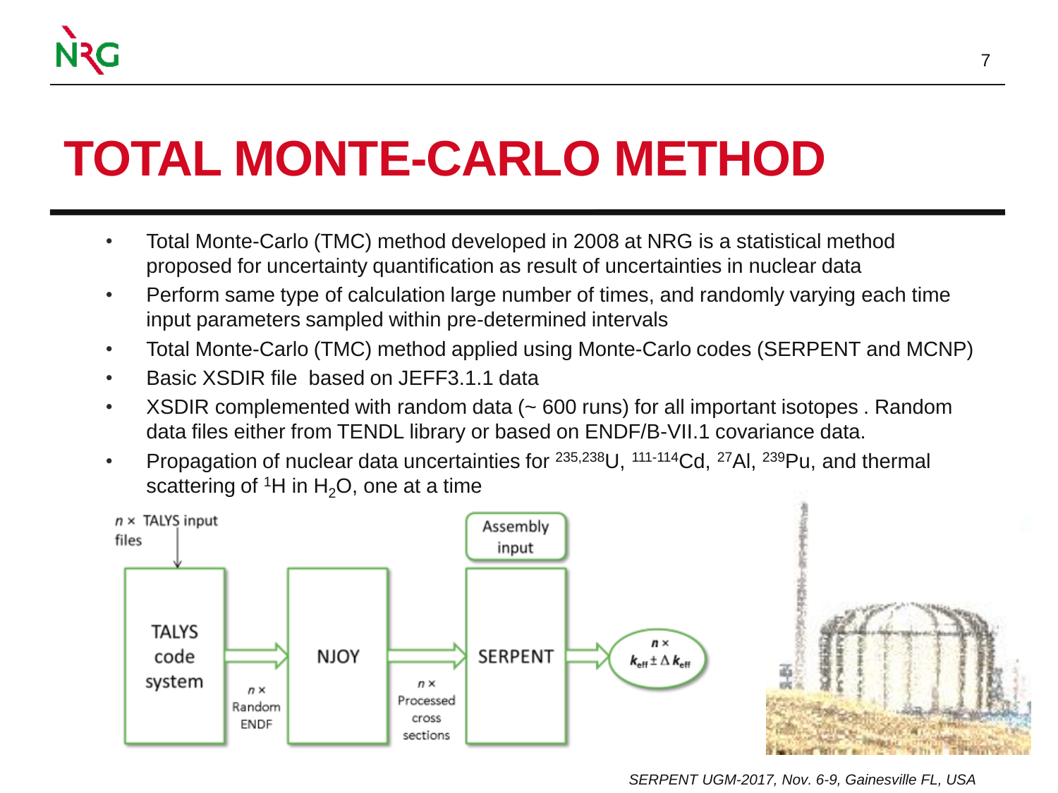# TOTAL MONTE-CARLO METHOD

- Total Monte-Carlo (TMC) method developed in 2008 at NRG is a statistical method proposed for uncertainty quantification as result of uncertainties in nuclear data
- Perform same type of calculation large number of times, and randomly varying each time input parameters sampled within pre-determined intervals
- Total Monte-Carlo (TMC) method applied using Monte-Carlo codes (SERPENT and MCNP)
- Basic XSDIR file based on JEFF3.1.1 data
- XSDIR complemented with random data (~ 600 runs) for all important isotopes . Random data files either from TENDL library or based on ENDF/B-VII.1 covariance data.
- Propagation of nuclear data uncertainties for $^{235,238}U$, $^{111-114}Cd$, $^{27}Al$, $^{239}Pu$, and thermal scattering of $^{1}H$ in $H_2O$, one at a time

$n \times$ TALYS input files → TALYS code system → ($n \times$ Random ENDF) → NJOY → ($n \times$ Processed cross sections) → SERPENT (with Assembly input) → $n \times$ $k_{eff} \pm \Delta k_{eff}$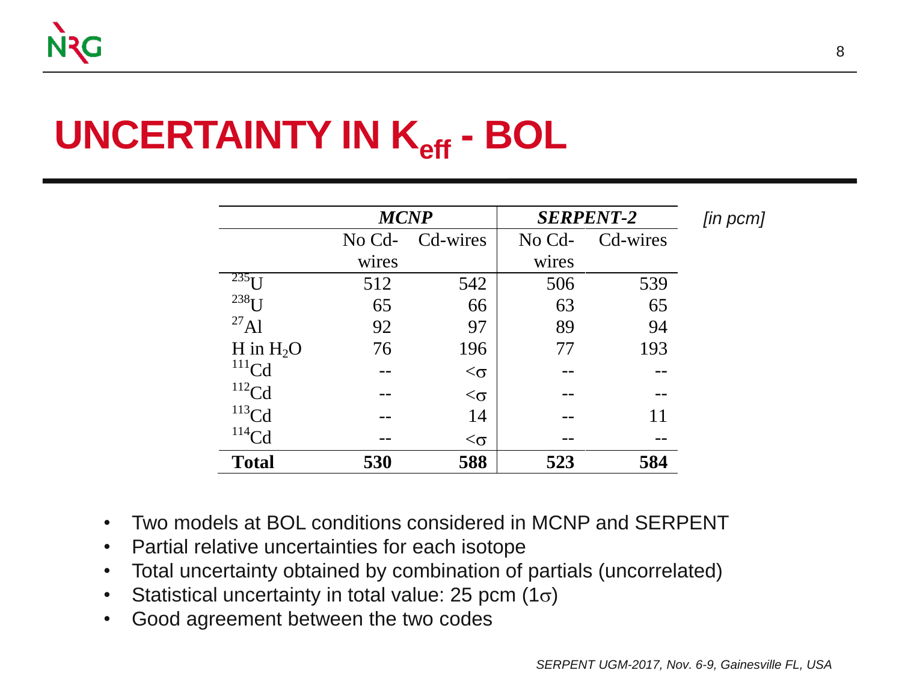# UNCERTAINTY IN $K_{eff}$ - BOL

| | ***MCNP*** | | ***SERPENT-2*** | | *[in pcm]* |
|---|---|---|---|---|---|
| | No Cd-wires | Cd-wires | No Cd-wires | Cd-wires | |
| $^{235}U$ | 512 | 542 | 506 | 539 | |
| $^{238}U$ | 65 | 66 | 63 | 65 | |
| $^{27}Al$ | 92 | 97 | 89 | 94 | |
| H in $H_2O$ | 76 | 196 | 77 | 193 | |
| $^{111}Cd$ | -- | $<\sigma$ | -- | -- | |
| $^{112}Cd$ | -- | $<\sigma$ | -- | -- | |
| $^{113}Cd$ | -- | 14 | -- | 11 | |
| $^{114}Cd$ | -- | $<\sigma$ | -- | -- | |
| **Total** | **530** | **588** | **523** | **584** | |

- Two models at BOL conditions considered in MCNP and SERPENT
- Partial relative uncertainties for each isotope
- Total uncertainty obtained by combination of partials (uncorrelated)
- Statistical uncertainty in total value: 25 pcm ($1\sigma$)
- Good agreement between the two codes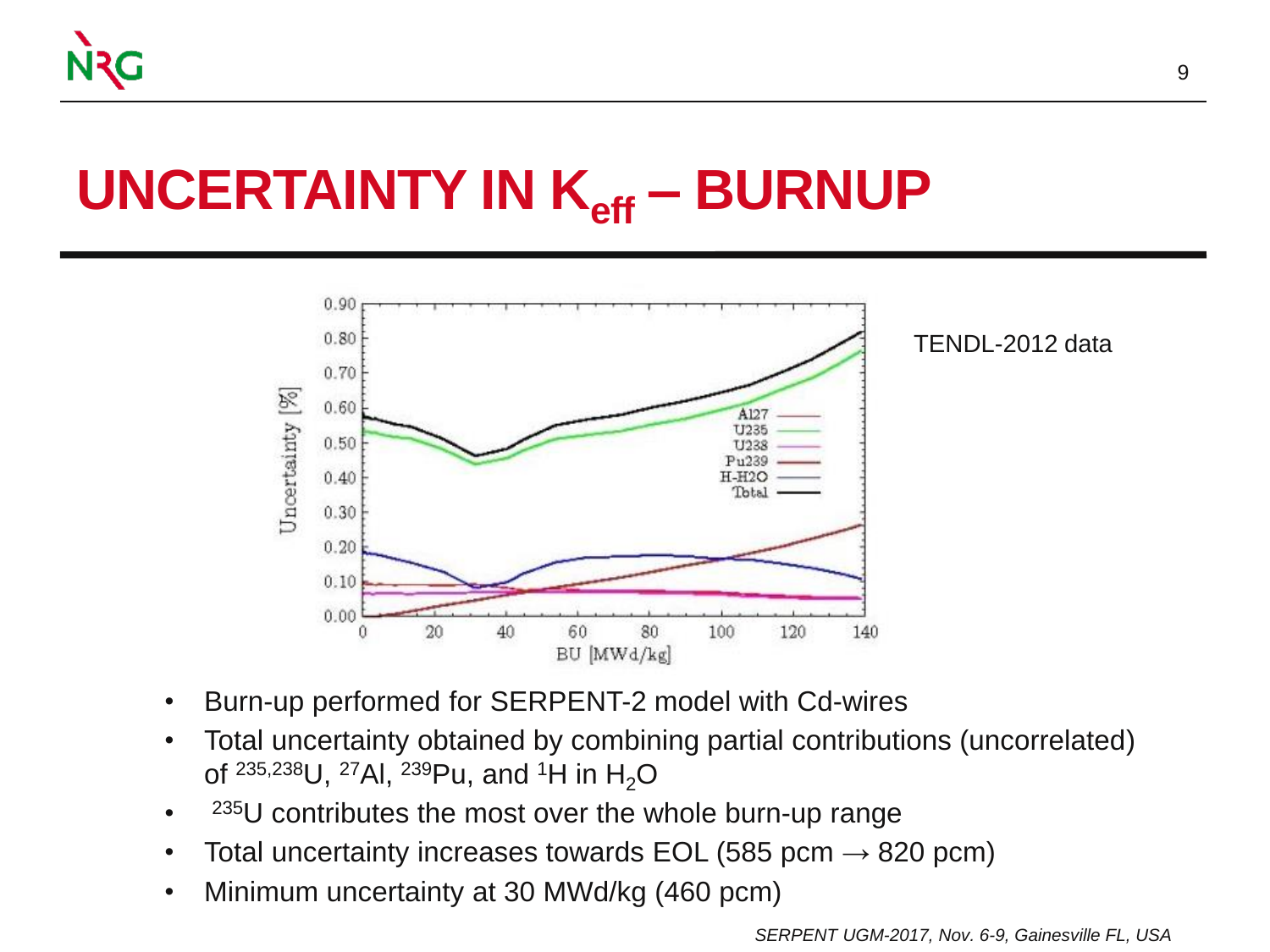# UNCERTAINTY IN $K_{eff}$ – BURNUP

TENDL-2012 data

- Burn-up performed for SERPENT-2 model with Cd-wires
- Total uncertainty obtained by combining partial contributions (uncorrelated) of $^{235,238}U$, $^{27}Al$, $^{239}Pu$, and $^{1}H$ in $H_2O$
- $^{235}U$ contributes the most over the whole burn-up range
- Total uncertainty increases towards EOL (585 pcm → 820 pcm)
- Minimum uncertainty at 30 MWd/kg (460 pcm)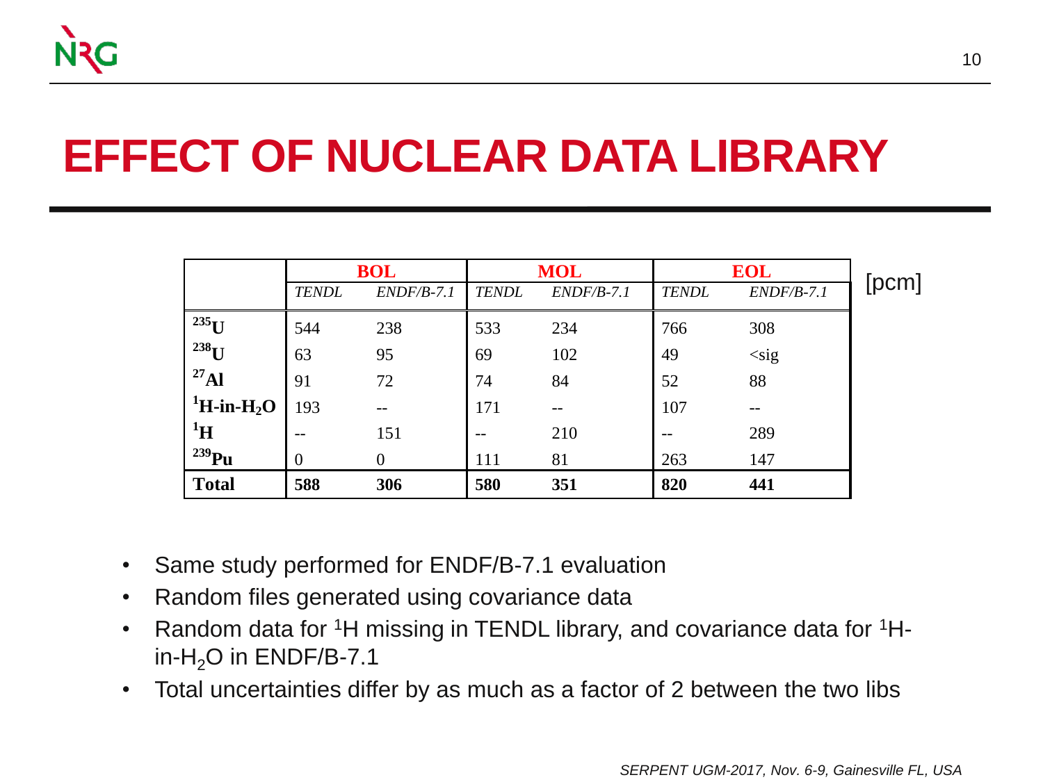# EFFECT OF NUCLEAR DATA LIBRARY

| | BOL | | MOL | | EOL | |
|---|---|---|---|---|---|---|
| | *TENDL* | *ENDF/B-7.1* | *TENDL* | *ENDF/B-7.1* | *TENDL* | *ENDF/B-7.1* |
| **$^{235}U$** | 544 | 238 | 533 | 234 | 766 | 308 |
| **$^{238}U$** | 63 | 95 | 69 | 102 | 49 | <sig |
| **$^{27}Al$** | 91 | 72 | 74 | 84 | 52 | 88 |
| **$^{1}H$-in-$H_2O$** | 193 | -- | 171 | -- | 107 | -- |
| **$^{1}H$** | -- | 151 | -- | 210 | -- | 289 |
| **$^{239}Pu$** | 0 | 0 | 111 | 81 | 263 | 147 |
| **Total** | **588** | **306** | **580** | **351** | **820** | **441** |

[pcm]

- Same study performed for ENDF/B-7.1 evaluation
- Random files generated using covariance data
- Random data for $^{1}H$ missing in TENDL library, and covariance data for $^{1}H$-in-$H_2O$ in ENDF/B-7.1
- Total uncertainties differ by as much as a factor of 2 between the two libs

*SERPENT UGM-2017, Nov. 6-9, Gainesville FL, USA*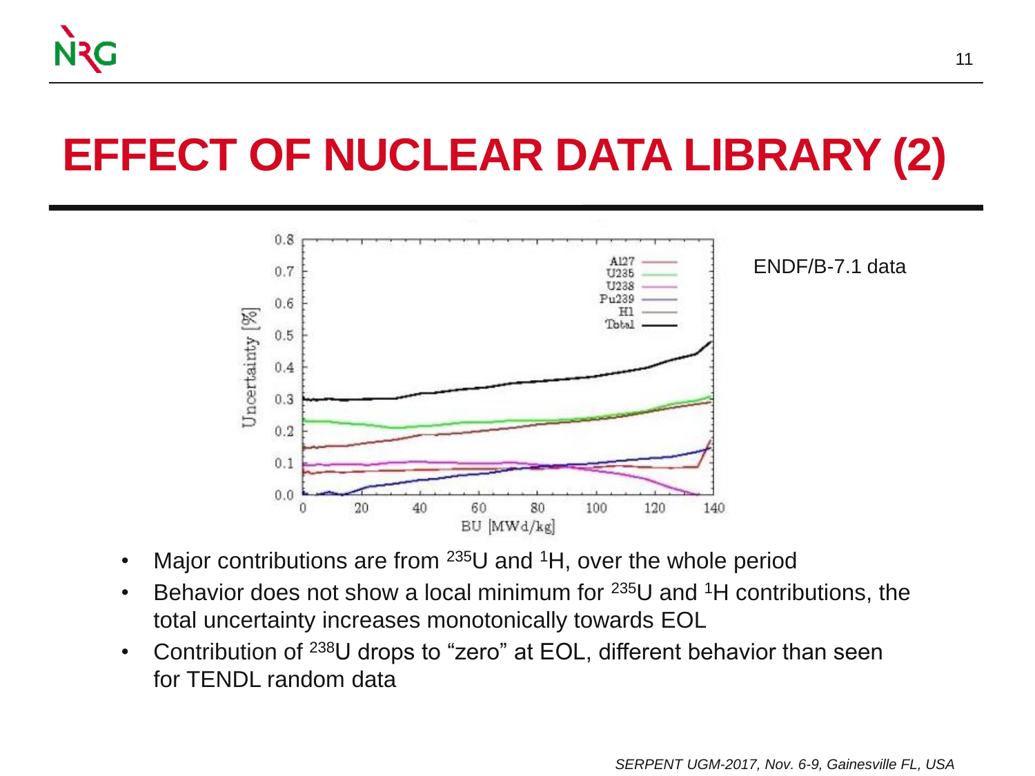# EFFECT OF NUCLEAR DATA LIBRARY (2)

ENDF/B-7.1 data

- Major contributions are from $^{235}$U and $^{1}$H, over the whole period
- Behavior does not show a local minimum for $^{235}$U and $^{1}$H contributions, the total uncertainty increases monotonically towards EOL
- Contribution of $^{238}$U drops to “zero” at EOL, different behavior than seen for TENDL random data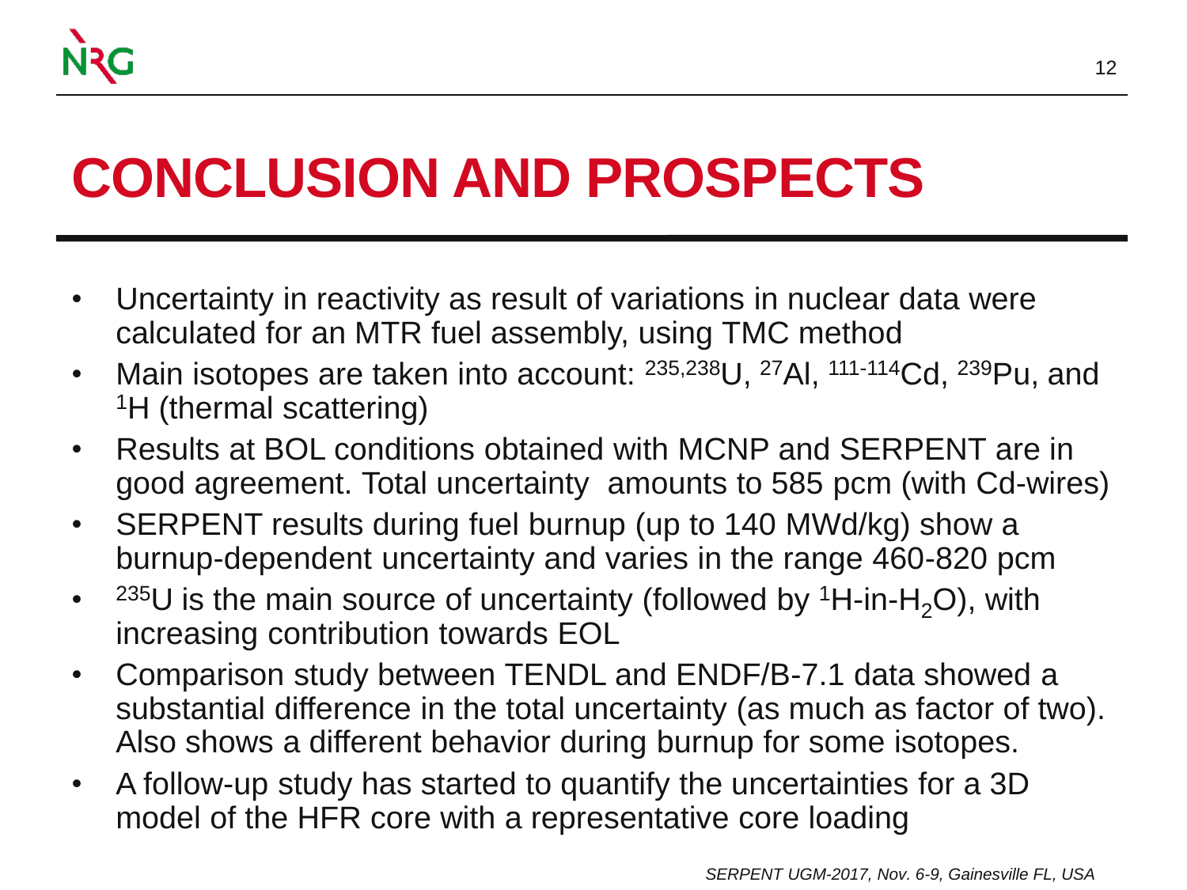# CONCLUSION AND PROSPECTS

- Uncertainty in reactivity as result of variations in nuclear data were calculated for an MTR fuel assembly, using TMC method
- Main isotopes are taken into account: $^{235,238}U$, $^{27}Al$, $^{111\text{-}114}Cd$, $^{239}Pu$, and $^{1}H$ (thermal scattering)
- Results at BOL conditions obtained with MCNP and SERPENT are in good agreement. Total uncertainty amounts to 585 pcm (with Cd-wires)
- SERPENT results during fuel burnup (up to 140 MWd/kg) show a burnup-dependent uncertainty and varies in the range 460-820 pcm
- $^{235}U$ is the main source of uncertainty (followed by $^{1}H$-in-$H_2O$), with increasing contribution towards EOL
- Comparison study between TENDL and ENDF/B-7.1 data showed a substantial difference in the total uncertainty (as much as factor of two). Also shows a different behavior during burnup for some isotopes.
- A follow-up study has started to quantify the uncertainties for a 3D model of the HFR core with a representative core loading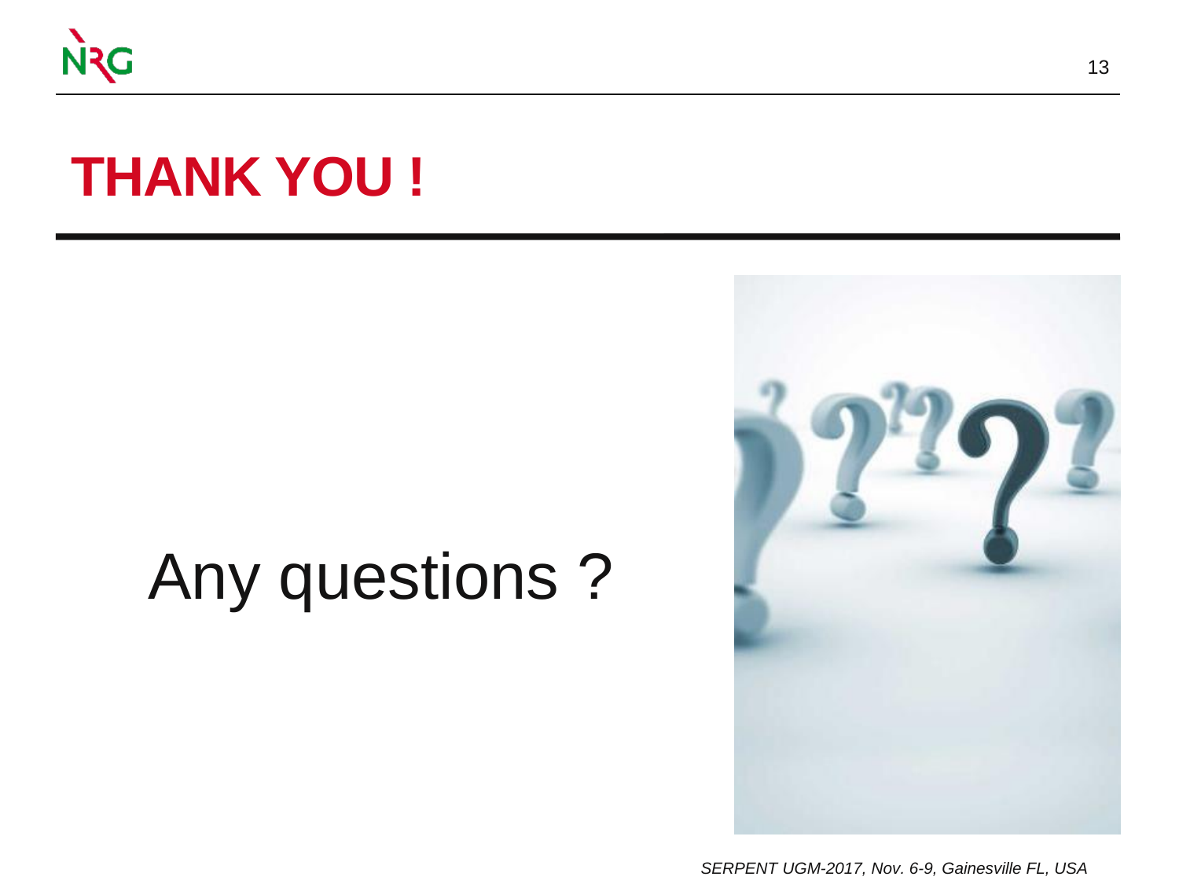# THANK YOU !

Any questions ?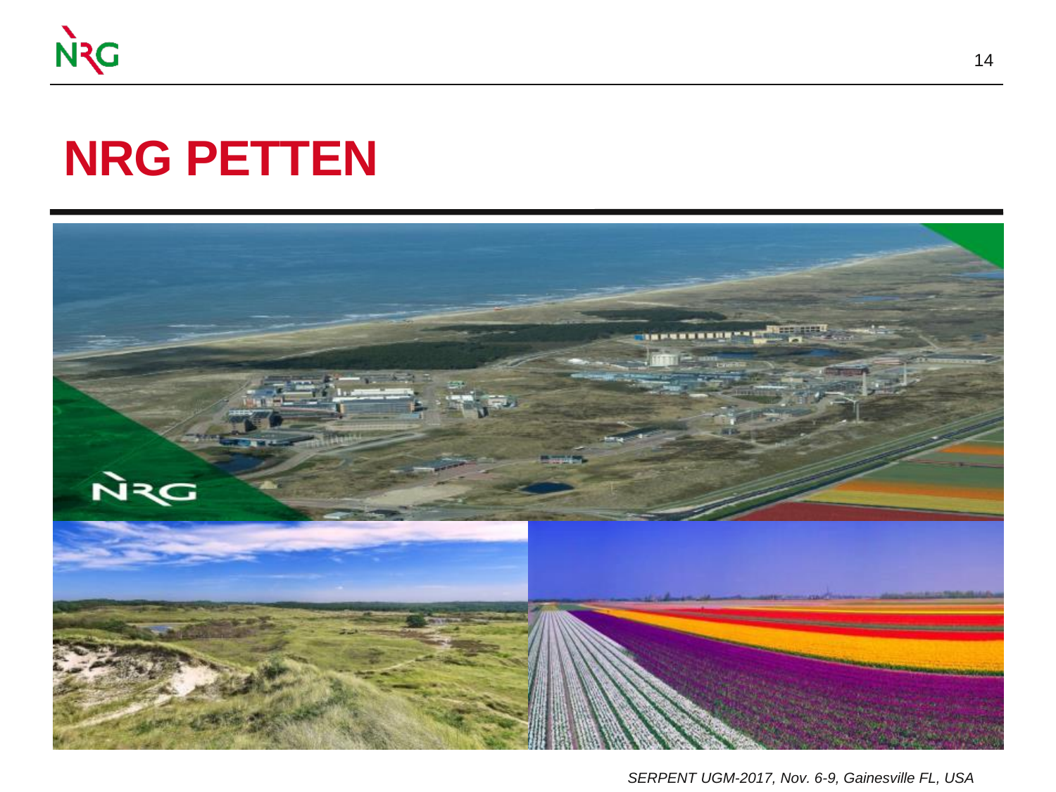# NRG PETTEN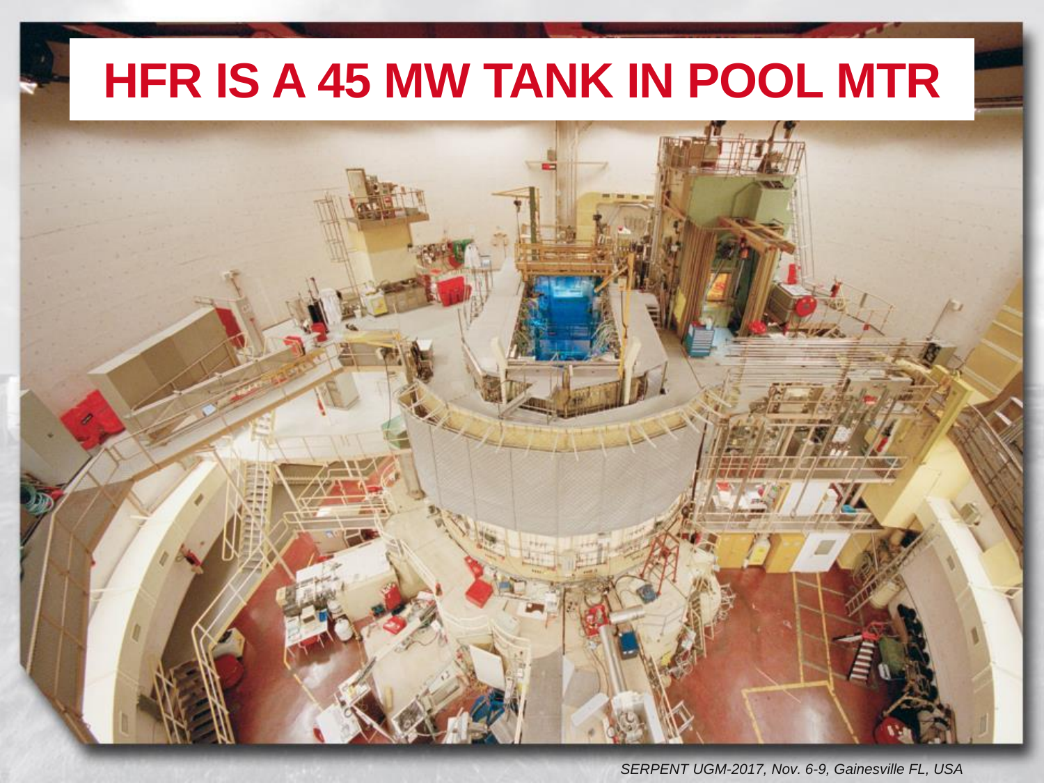# HFR IS A 45 MW TANK IN POOL MTR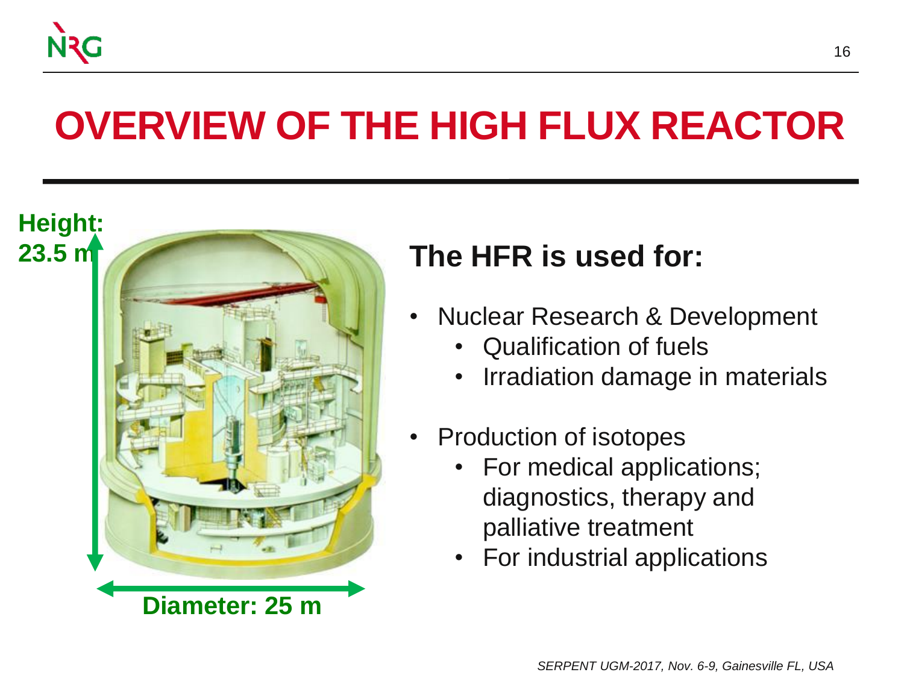# OVERVIEW OF THE HIGH FLUX REACTOR

Height: 23.5 m

Diameter: 25 m

## The HFR is used for:

- Nuclear Research & Development
  - Qualification of fuels
  - Irradiation damage in materials
- Production of isotopes
  - For medical applications; diagnostics, therapy and palliative treatment
  - For industrial applications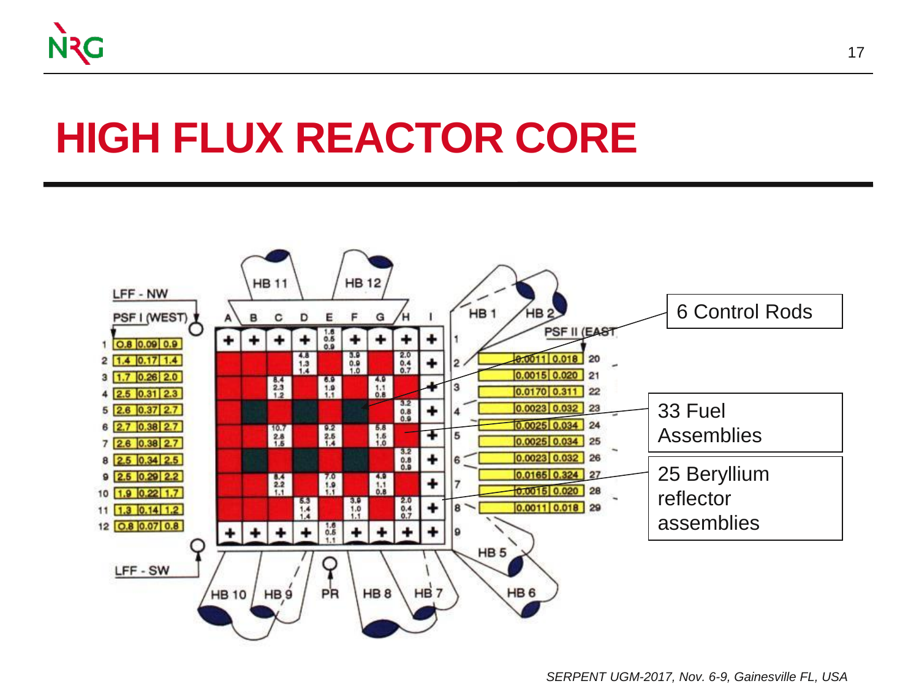# HIGH FLUX REACTOR CORE

6 Control Rods

33 Fuel Assemblies

25 Beryllium reflector assemblies

LFF - NW

PSF I (WEST)

A B C D E F G H I

HB 11

HB 12

HB 1

HB 2

PSF II (EAST)

LFF - SW

HB 10

HB 9

PR

HB 8

HB 7

HB 5

HB 6